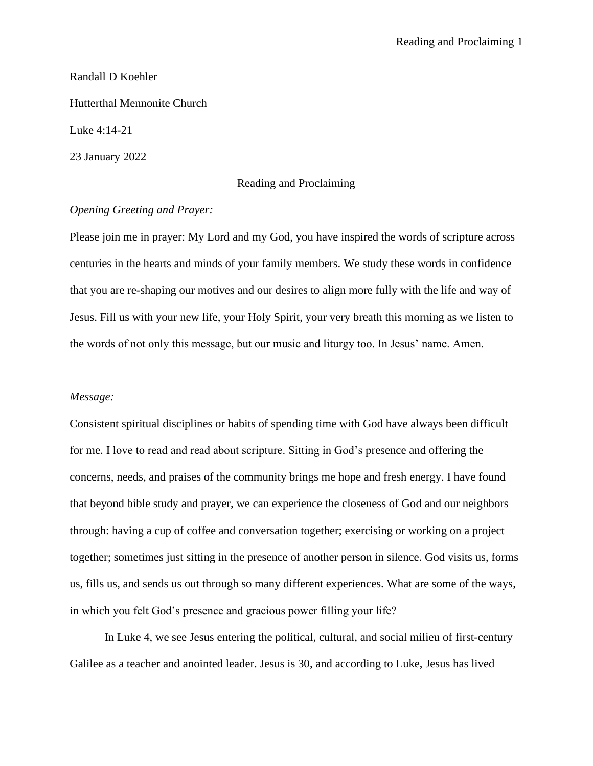Randall D Koehler

Hutterthal Mennonite Church

Luke 4:14-21

23 January 2022

# Reading and Proclaiming

*Opening Greeting and Prayer:*

Please join me in prayer: My Lord and my God, you have inspired the words of scripture across centuries in the hearts and minds of your family members. We study these words in confidence that you are re-shaping our motives and our desires to align more fully with the life and way of Jesus. Fill us with your new life, your Holy Spirit, your very breath this morning as we listen to the words of not only this message, but our music and liturgy too. In Jesus' name. Amen.

*Message:*

Consistent spiritual disciplines or habits of spending time with God have always been difficult for me. I love to read and read about scripture. Sitting in God's presence and offering the concerns, needs, and praises of the community brings me hope and fresh energy. I have found that beyond bible study and prayer, we can experience the closeness of God and our neighbors through: having a cup of coffee and conversation together; exercising or working on a project together; sometimes just sitting in the presence of another person in silence. God visits us, forms us, fills us, and sends us out through so many different experiences. What are some of the ways, in which you felt God's presence and gracious power filling your life?

In Luke 4, we see Jesus entering the political, cultural, and social milieu of first-century Galilee as a teacher and anointed leader. Jesus is 30, and according to Luke, Jesus has lived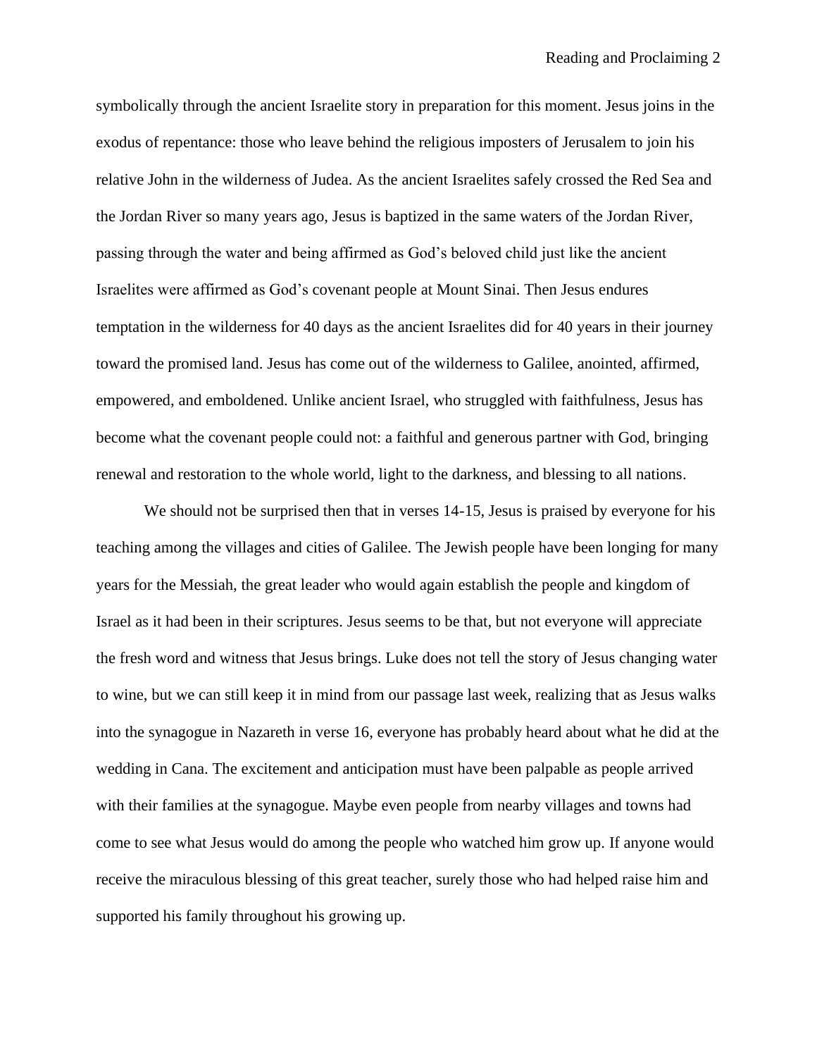symbolically through the ancient Israelite story in preparation for this moment. Jesus joins in the exodus of repentance: those who leave behind the religious imposters of Jerusalem to join his relative John in the wilderness of Judea. As the ancient Israelites safely crossed the Red Sea and the Jordan River so many years ago, Jesus is baptized in the same waters of the Jordan River, passing through the water and being affirmed as God's beloved child just like the ancient Israelites were affirmed as God's covenant people at Mount Sinai. Then Jesus endures temptation in the wilderness for 40 days as the ancient Israelites did for 40 years in their journey toward the promised land. Jesus has come out of the wilderness to Galilee, anointed, affirmed, empowered, and emboldened. Unlike ancient Israel, who struggled with faithfulness, Jesus has become what the covenant people could not: a faithful and generous partner with God, bringing renewal and restoration to the whole world, light to the darkness, and blessing to all nations.

We should not be surprised then that in verses 14-15, Jesus is praised by everyone for his teaching among the villages and cities of Galilee. The Jewish people have been longing for many years for the Messiah, the great leader who would again establish the people and kingdom of Israel as it had been in their scriptures. Jesus seems to be that, but not everyone will appreciate the fresh word and witness that Jesus brings. Luke does not tell the story of Jesus changing water to wine, but we can still keep it in mind from our passage last week, realizing that as Jesus walks into the synagogue in Nazareth in verse 16, everyone has probably heard about what he did at the wedding in Cana. The excitement and anticipation must have been palpable as people arrived with their families at the synagogue. Maybe even people from nearby villages and towns had come to see what Jesus would do among the people who watched him grow up. If anyone would receive the miraculous blessing of this great teacher, surely those who had helped raise him and supported his family throughout his growing up.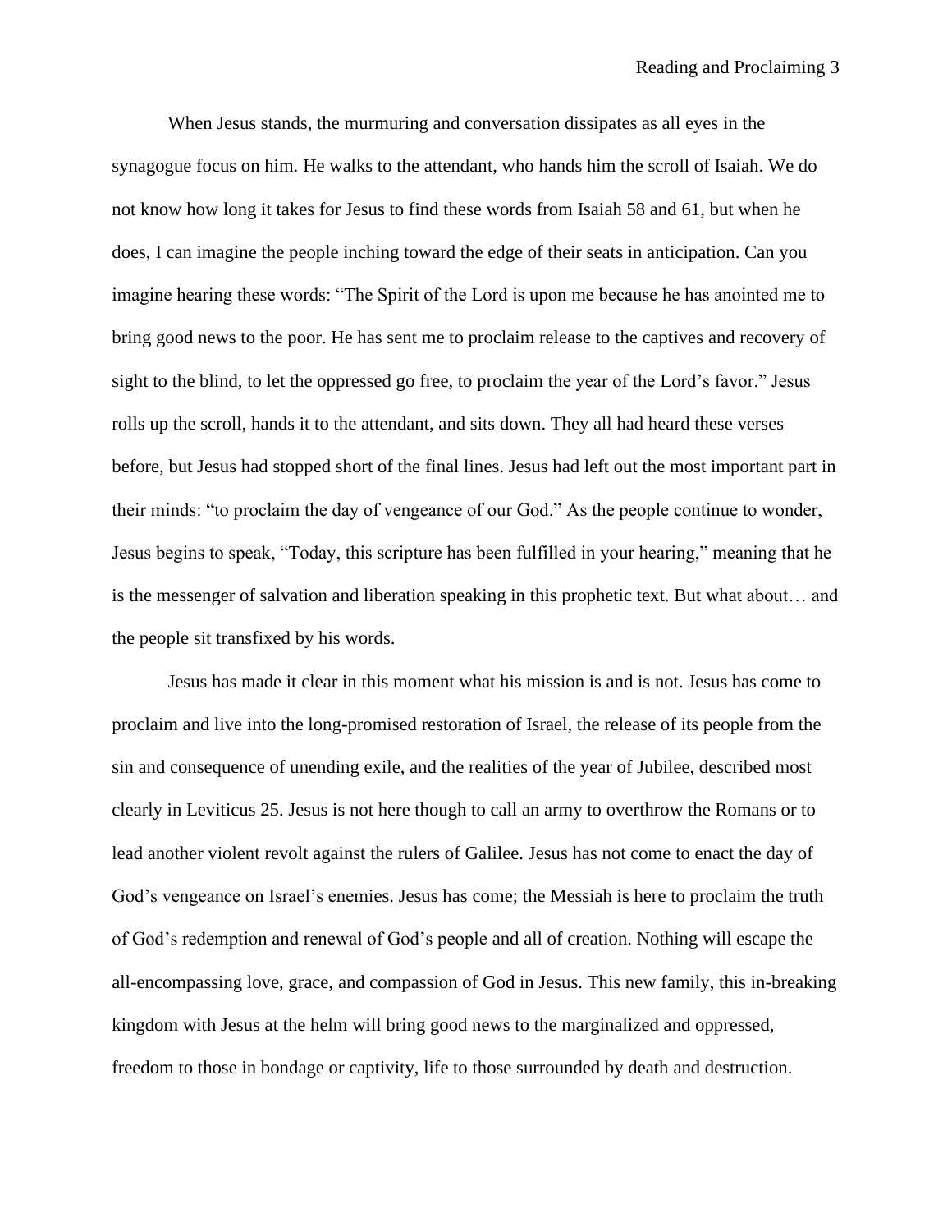When Jesus stands, the murmuring and conversation dissipates as all eyes in the synagogue focus on him. He walks to the attendant, who hands him the scroll of Isaiah. We do not know how long it takes for Jesus to find these words from Isaiah 58 and 61, but when he does, I can imagine the people inching toward the edge of their seats in anticipation. Can you imagine hearing these words: “The Spirit of the Lord is upon me because he has anointed me to bring good news to the poor. He has sent me to proclaim release to the captives and recovery of sight to the blind, to let the oppressed go free, to proclaim the year of the Lord’s favor.” Jesus rolls up the scroll, hands it to the attendant, and sits down. They all had heard these verses before, but Jesus had stopped short of the final lines. Jesus had left out the most important part in their minds: “to proclaim the day of vengeance of our God.” As the people continue to wonder, Jesus begins to speak, “Today, this scripture has been fulfilled in your hearing,” meaning that he is the messenger of salvation and liberation speaking in this prophetic text. But what about… and the people sit transfixed by his words.

Jesus has made it clear in this moment what his mission is and is not. Jesus has come to proclaim and live into the long-promised restoration of Israel, the release of its people from the sin and consequence of unending exile, and the realities of the year of Jubilee, described most clearly in Leviticus 25. Jesus is not here though to call an army to overthrow the Romans or to lead another violent revolt against the rulers of Galilee. Jesus has not come to enact the day of God’s vengeance on Israel’s enemies. Jesus has come; the Messiah is here to proclaim the truth of God’s redemption and renewal of God’s people and all of creation. Nothing will escape the all-encompassing love, grace, and compassion of God in Jesus. This new family, this in-breaking kingdom with Jesus at the helm will bring good news to the marginalized and oppressed, freedom to those in bondage or captivity, life to those surrounded by death and destruction.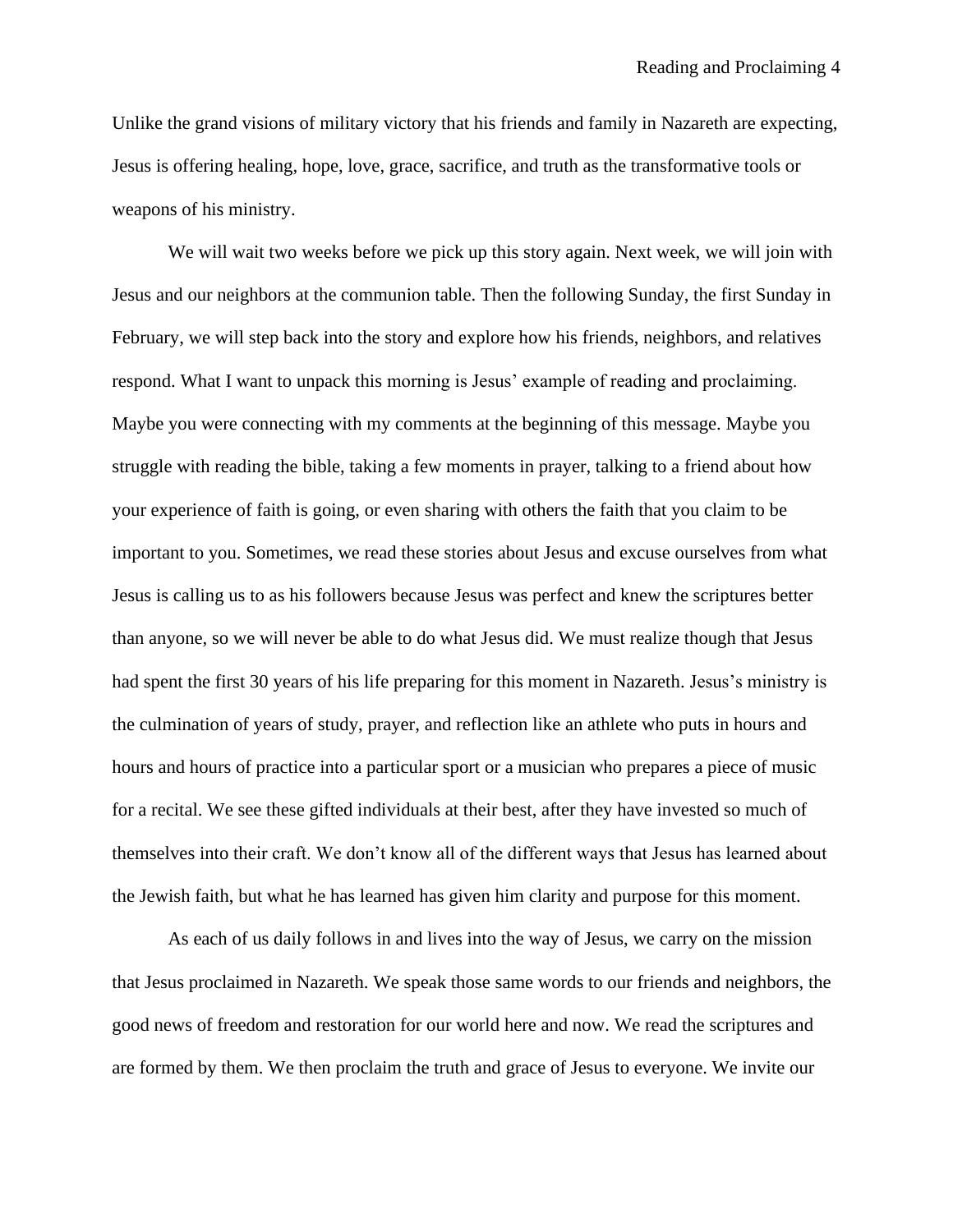Unlike the grand visions of military victory that his friends and family in Nazareth are expecting, Jesus is offering healing, hope, love, grace, sacrifice, and truth as the transformative tools or weapons of his ministry.

We will wait two weeks before we pick up this story again. Next week, we will join with Jesus and our neighbors at the communion table. Then the following Sunday, the first Sunday in February, we will step back into the story and explore how his friends, neighbors, and relatives respond. What I want to unpack this morning is Jesus' example of reading and proclaiming. Maybe you were connecting with my comments at the beginning of this message. Maybe you struggle with reading the bible, taking a few moments in prayer, talking to a friend about how your experience of faith is going, or even sharing with others the faith that you claim to be important to you. Sometimes, we read these stories about Jesus and excuse ourselves from what Jesus is calling us to as his followers because Jesus was perfect and knew the scriptures better than anyone, so we will never be able to do what Jesus did. We must realize though that Jesus had spent the first 30 years of his life preparing for this moment in Nazareth. Jesus's ministry is the culmination of years of study, prayer, and reflection like an athlete who puts in hours and hours and hours of practice into a particular sport or a musician who prepares a piece of music for a recital. We see these gifted individuals at their best, after they have invested so much of themselves into their craft. We don't know all of the different ways that Jesus has learned about the Jewish faith, but what he has learned has given him clarity and purpose for this moment.

As each of us daily follows in and lives into the way of Jesus, we carry on the mission that Jesus proclaimed in Nazareth. We speak those same words to our friends and neighbors, the good news of freedom and restoration for our world here and now. We read the scriptures and are formed by them. We then proclaim the truth and grace of Jesus to everyone. We invite our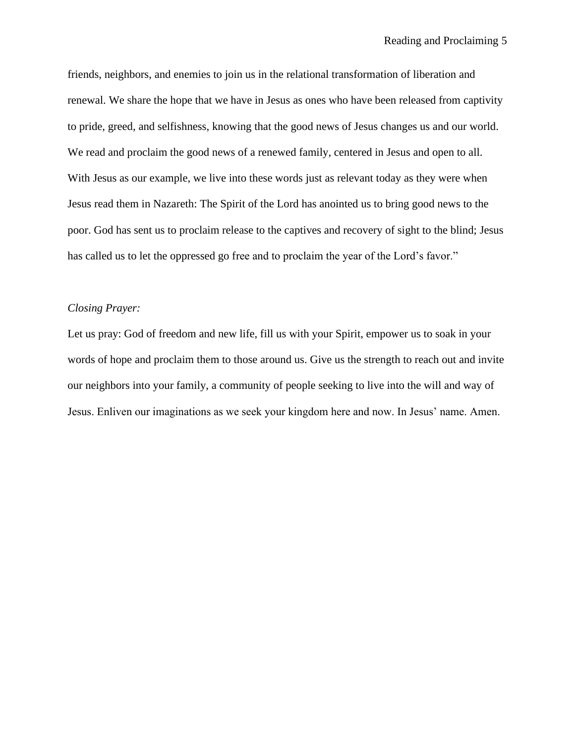friends, neighbors, and enemies to join us in the relational transformation of liberation and renewal. We share the hope that we have in Jesus as ones who have been released from captivity to pride, greed, and selfishness, knowing that the good news of Jesus changes us and our world. We read and proclaim the good news of a renewed family, centered in Jesus and open to all. With Jesus as our example, we live into these words just as relevant today as they were when Jesus read them in Nazareth: The Spirit of the Lord has anointed us to bring good news to the poor. God has sent us to proclaim release to the captives and recovery of sight to the blind; Jesus has called us to let the oppressed go free and to proclaim the year of the Lord's favor."

*Closing Prayer:*

Let us pray: God of freedom and new life, fill us with your Spirit, empower us to soak in your words of hope and proclaim them to those around us. Give us the strength to reach out and invite our neighbors into your family, a community of people seeking to live into the will and way of Jesus. Enliven our imaginations as we seek your kingdom here and now. In Jesus' name. Amen.